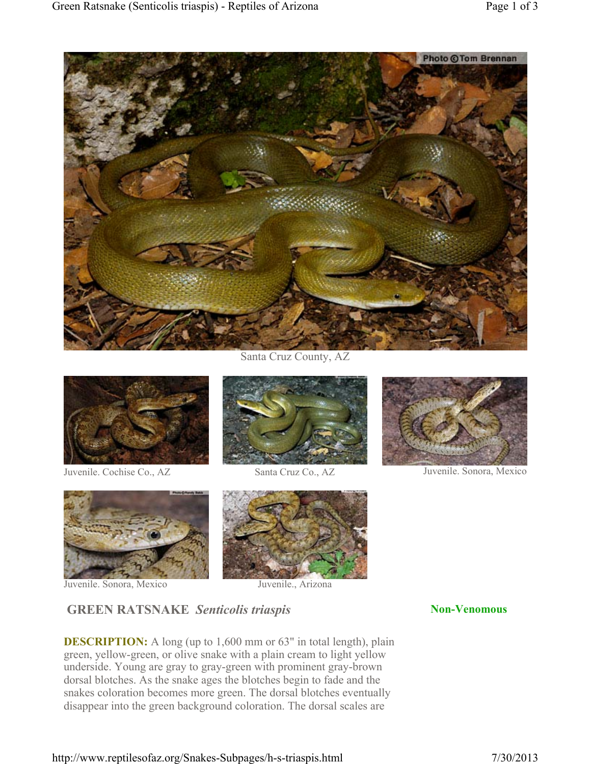Santa Cruz County, AZ

Juvenile. Cochise Co., AZ

Santa Cruz Co., AZ

Juvenile. Sonora, Mexico

Juvenile. Sonora, Mexico

Juvenile., Arizona

## GREEN RATSNAKE *Senticolis triaspis*

**Non-Venomous**

**DESCRIPTION:** A long (up to 1,600 mm or 63" in total length), plain green, yellow-green, or olive snake with a plain cream to light yellow underside. Young are gray to gray-green with prominent gray-brown dorsal blotches. As the snake ages the blotches begin to fade and the snakes coloration becomes more green. The dorsal blotches eventually disappear into the green background coloration. The dorsal scales are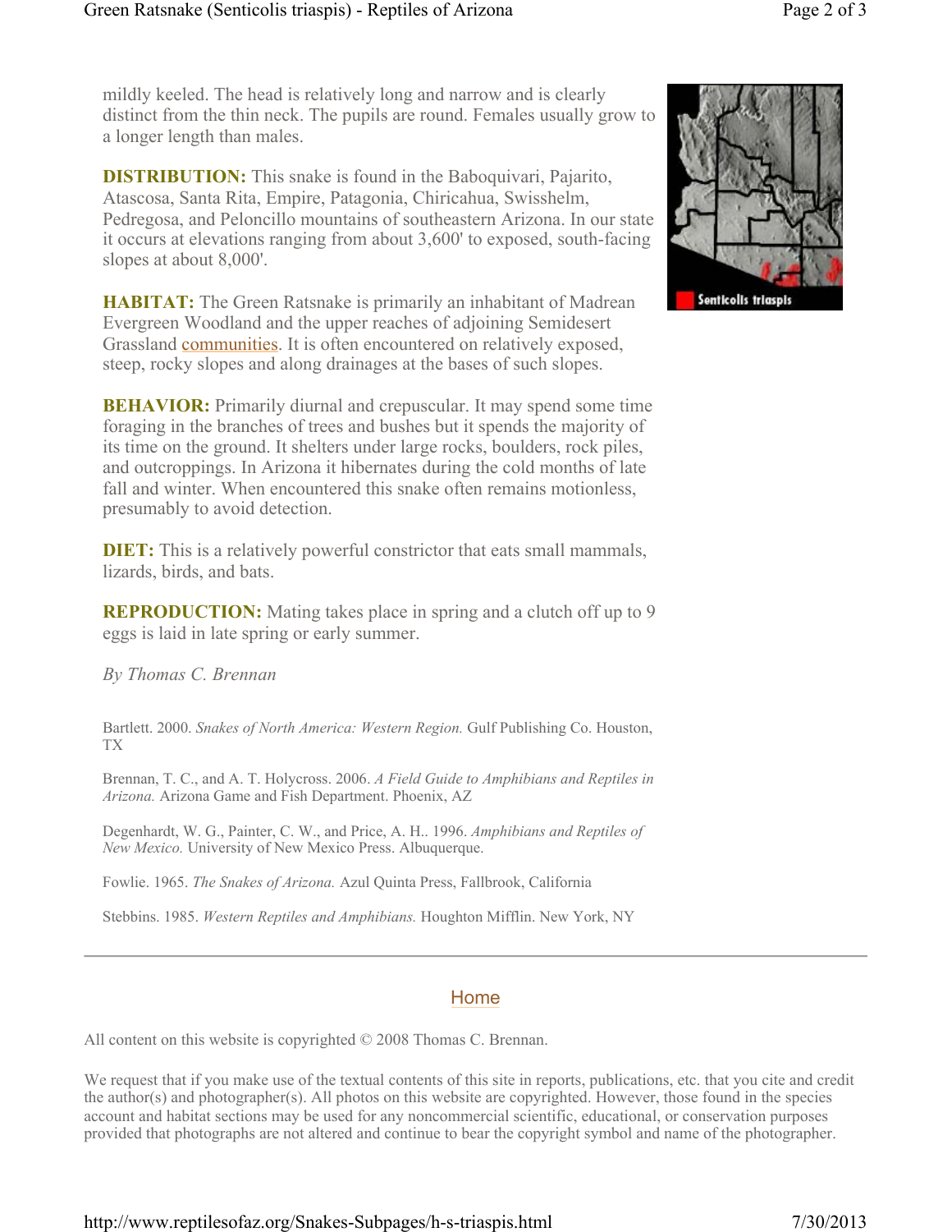mildly keeled. The head is relatively long and narrow and is clearly distinct from the thin neck. The pupils are round. Females usually grow to a longer length than males.

**DISTRIBUTION:** This snake is found in the Baboquivari, Pajarito, Atascosa, Santa Rita, Empire, Patagonia, Chiricahua, Swisshelm, Pedregosa, and Peloncillo mountains of southeastern Arizona. In our state it occurs at elevations ranging from about 3,600' to exposed, south-facing slopes at about 8,000'.

**HABITAT:** The Green Ratsnake is primarily an inhabitant of Madrean Evergreen Woodland and the upper reaches of adjoining Semidesert Grassland communities. It is often encountered on relatively exposed, steep, rocky slopes and along drainages at the bases of such slopes.

**BEHAVIOR:** Primarily diurnal and crepuscular. It may spend some time foraging in the branches of trees and bushes but it spends the majority of its time on the ground. It shelters under large rocks, boulders, rock piles, and outcroppings. In Arizona it hibernates during the cold months of late fall and winter. When encountered this snake often remains motionless, presumably to avoid detection.

**DIET:** This is a relatively powerful constrictor that eats small mammals, lizards, birds, and bats.

**REPRODUCTION:** Mating takes place in spring and a clutch off up to 9 eggs is laid in late spring or early summer.

*By Thomas C. Brennan*

Bartlett. 2000. *Snakes of North America: Western Region.* Gulf Publishing Co. Houston, TX

Brennan, T. C., and A. T. Holycross. 2006. *A Field Guide to Amphibians and Reptiles in Arizona.* Arizona Game and Fish Department. Phoenix, AZ

Degenhardt, W. G., Painter, C. W., and Price, A. H.. 1996. *Amphibians and Reptiles of New Mexico.* University of New Mexico Press. Albuquerque.

Fowlie. 1965. *The Snakes of Arizona.* Azul Quinta Press, Fallbrook, California

Stebbins. 1985. *Western Reptiles and Amphibians.* Houghton Mifflin. New York, NY

---

Home

All content on this website is copyrighted © 2008 Thomas C. Brennan.

We request that if you make use of the textual contents of this site in reports, publications, etc. that you cite and credit the author(s) and photographer(s). All photos on this website are copyrighted. However, those found in the species account and habitat sections may be used for any noncommercial scientific, educational, or conservation purposes provided that photographs are not altered and continue to bear the copyright symbol and name of the photographer.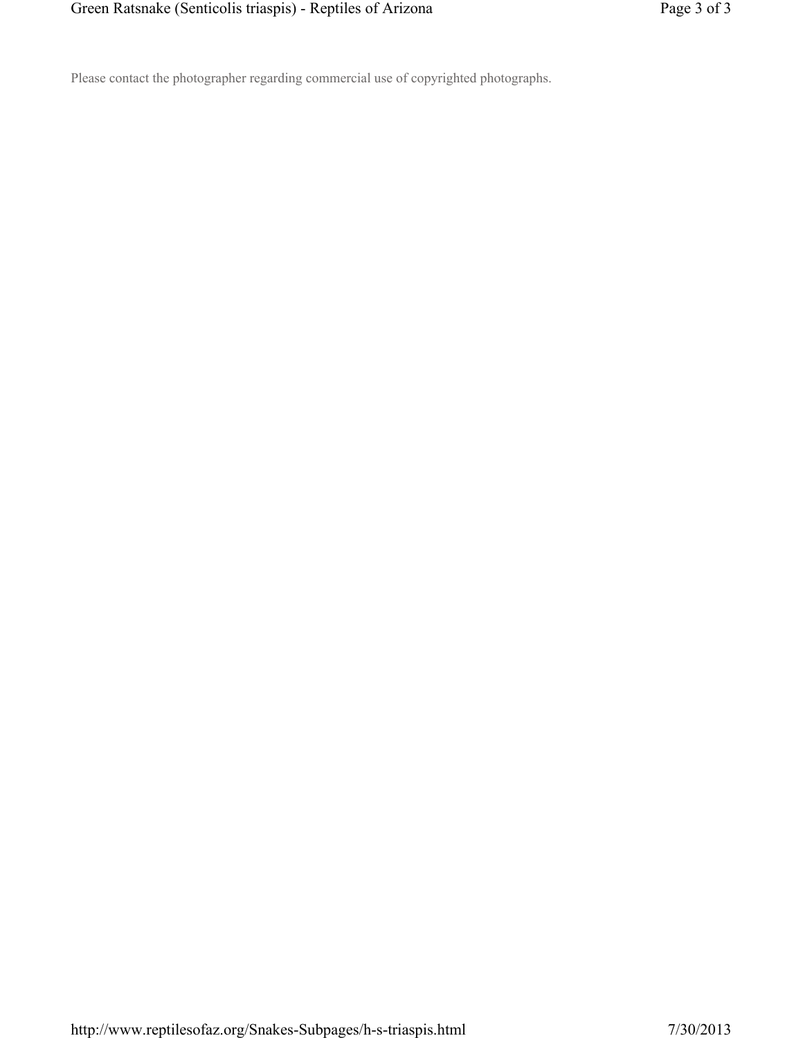Please contact the photographer regarding commercial use of copyrighted photographs.